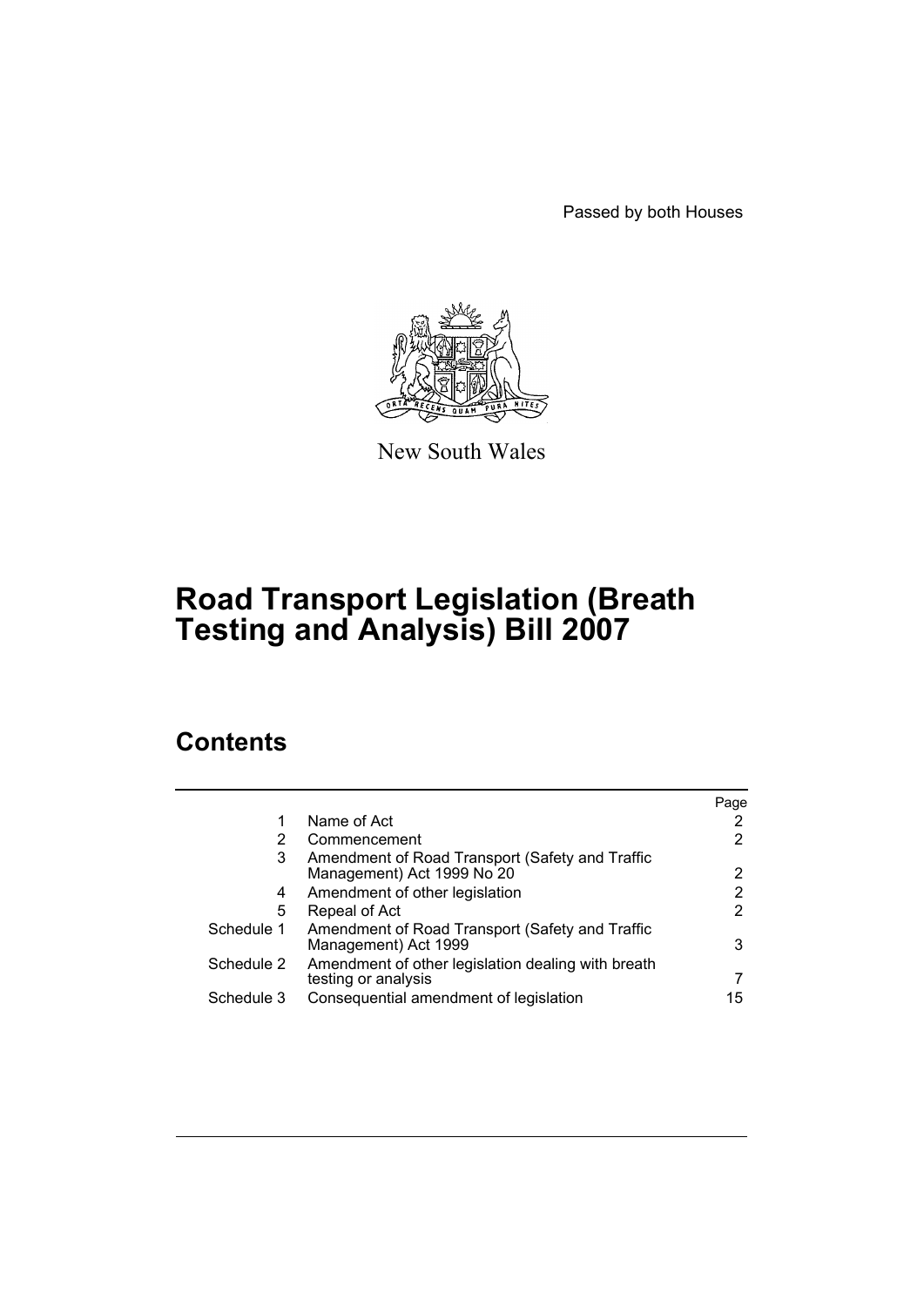Passed by both Houses

New South Wales

# Road Transport Legislation (Breath Testing and Analysis) Bill 2007

## Contents

| | | Page |
|---|---|---|
| 1 | Name of Act | 2 |
| 2 | Commencement | 2 |
| 3 | Amendment of Road Transport (Safety and Traffic Management) Act 1999 No 20 | 2 |
| 4 | Amendment of other legislation | 2 |
| 5 | Repeal of Act | 2 |
| Schedule 1 | Amendment of Road Transport (Safety and Traffic Management) Act 1999 | 3 |
| Schedule 2 | Amendment of other legislation dealing with breath testing or analysis | 7 |
| Schedule 3 | Consequential amendment of legislation | 15 |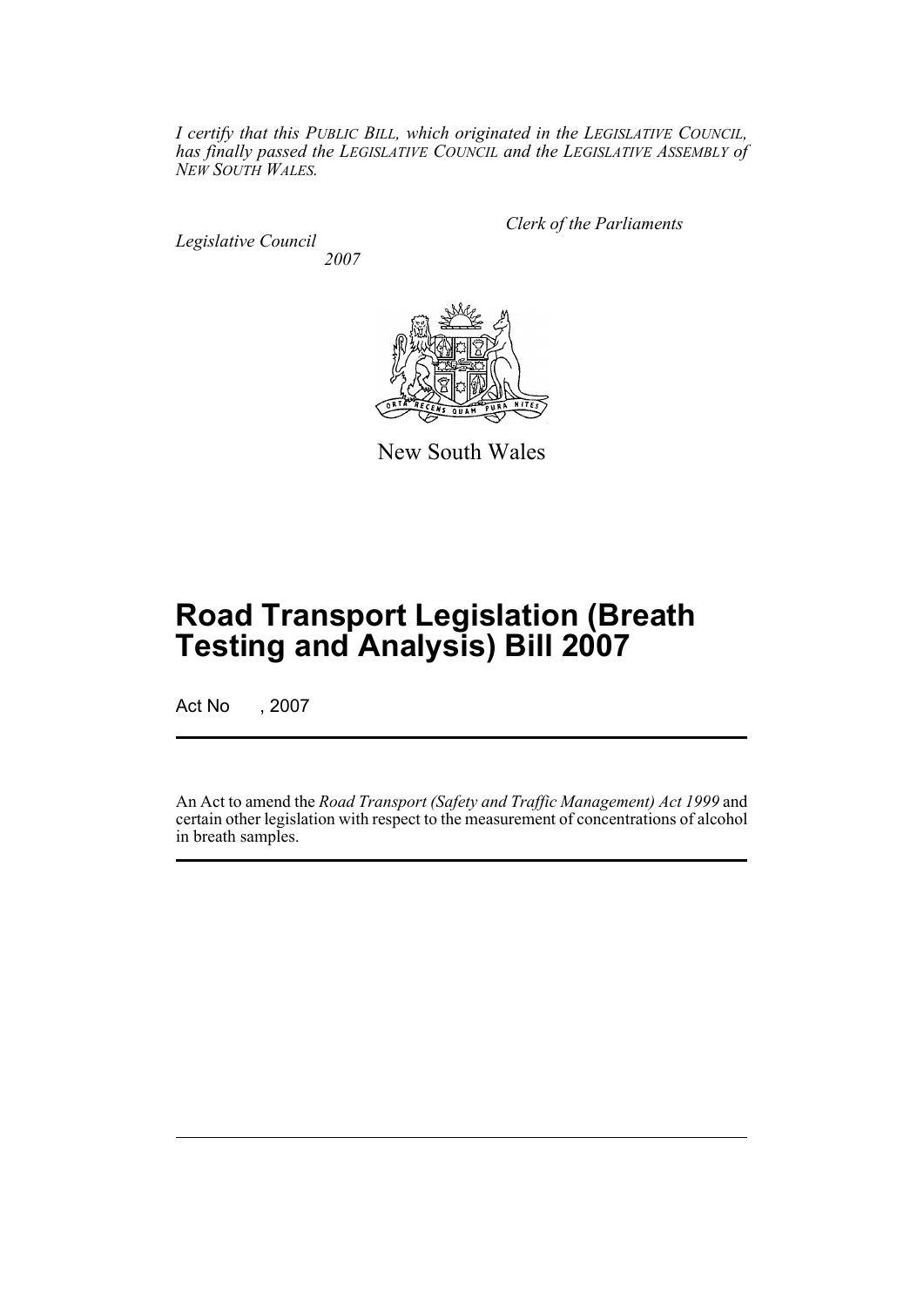*I certify that this PUBLIC BILL, which originated in the LEGISLATIVE COUNCIL, has finally passed the LEGISLATIVE COUNCIL and the LEGISLATIVE ASSEMBLY of NEW SOUTH WALES.*

*Clerk of the Parliaments*

*Legislative Council*

*2007*

New South Wales

# Road Transport Legislation (Breath Testing and Analysis) Bill 2007

Act No , 2007

An Act to amend the *Road Transport (Safety and Traffic Management) Act 1999* and certain other legislation with respect to the measurement of concentrations of alcohol in breath samples.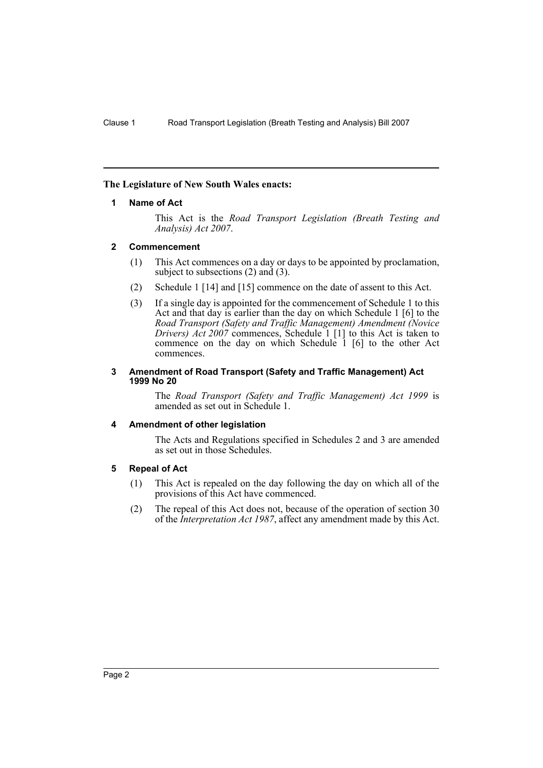**The Legislature of New South Wales enacts:**

## 1 Name of Act

This Act is the *Road Transport Legislation (Breath Testing and Analysis) Act 2007*.

## 2 Commencement

(1) This Act commences on a day or days to be appointed by proclamation, subject to subsections (2) and (3).

(2) Schedule 1 [14] and [15] commence on the date of assent to this Act.

(3) If a single day is appointed for the commencement of Schedule 1 to this Act and that day is earlier than the day on which Schedule 1 [6] to the *Road Transport (Safety and Traffic Management) Amendment (Novice Drivers) Act 2007* commences, Schedule 1 [1] to this Act is taken to commence on the day on which Schedule 1 [6] to the other Act commences.

## 3 Amendment of Road Transport (Safety and Traffic Management) Act 1999 No 20

The *Road Transport (Safety and Traffic Management) Act 1999* is amended as set out in Schedule 1.

## 4 Amendment of other legislation

The Acts and Regulations specified in Schedules 2 and 3 are amended as set out in those Schedules.

## 5 Repeal of Act

(1) This Act is repealed on the day following the day on which all of the provisions of this Act have commenced.

(2) The repeal of this Act does not, because of the operation of section 30 of the *Interpretation Act 1987*, affect any amendment made by this Act.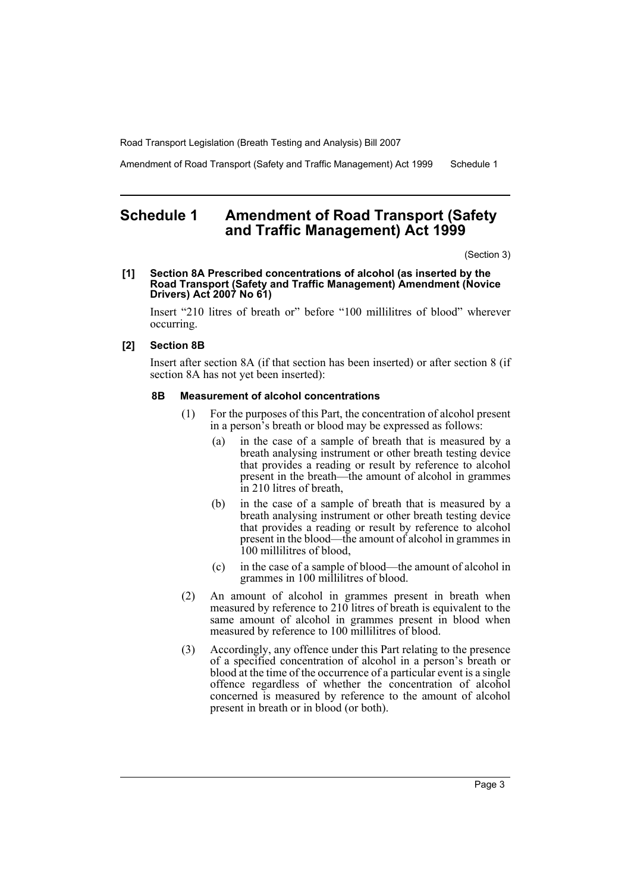# Schedule 1 Amendment of Road Transport (Safety and Traffic Management) Act 1999

(Section 3)

**[1] Section 8A Prescribed concentrations of alcohol (as inserted by the Road Transport (Safety and Traffic Management) Amendment (Novice Drivers) Act 2007 No 61)**

Insert "210 litres of breath or" before "100 millilitres of blood" wherever occurring.

**[2] Section 8B**

Insert after section 8A (if that section has been inserted) or after section 8 (if section 8A has not yet been inserted):

**8B Measurement of alcohol concentrations**

(1) For the purposes of this Part, the concentration of alcohol present in a person's breath or blood may be expressed as follows:

- (a) in the case of a sample of breath that is measured by a breath analysing instrument or other breath testing device that provides a reading or result by reference to alcohol present in the breath—the amount of alcohol in grammes in 210 litres of breath,
- (b) in the case of a sample of breath that is measured by a breath analysing instrument or other breath testing device that provides a reading or result by reference to alcohol present in the blood—the amount of alcohol in grammes in 100 millilitres of blood,
- (c) in the case of a sample of blood—the amount of alcohol in grammes in 100 millilitres of blood.

(2) An amount of alcohol in grammes present in breath when measured by reference to 210 litres of breath is equivalent to the same amount of alcohol in grammes present in blood when measured by reference to 100 millilitres of blood.

(3) Accordingly, any offence under this Part relating to the presence of a specified concentration of alcohol in a person's breath or blood at the time of the occurrence of a particular event is a single offence regardless of whether the concentration of alcohol concerned is measured by reference to the amount of alcohol present in breath or in blood (or both).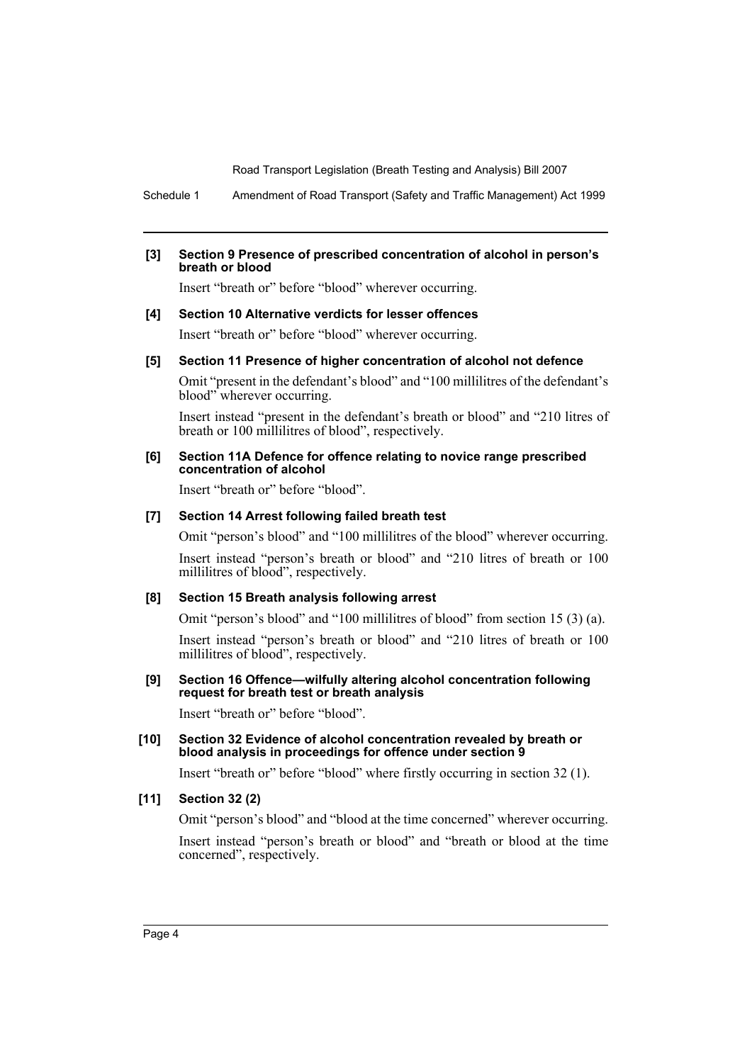**[3] Section 9 Presence of prescribed concentration of alcohol in person's breath or blood**

Insert "breath or" before "blood" wherever occurring.

**[4] Section 10 Alternative verdicts for lesser offences**

Insert "breath or" before "blood" wherever occurring.

**[5] Section 11 Presence of higher concentration of alcohol not defence**

Omit "present in the defendant's blood" and "100 millilitres of the defendant's blood" wherever occurring.

Insert instead "present in the defendant's breath or blood" and "210 litres of breath or 100 millilitres of blood", respectively.

**[6] Section 11A Defence for offence relating to novice range prescribed concentration of alcohol**

Insert "breath or" before "blood".

**[7] Section 14 Arrest following failed breath test**

Omit "person's blood" and "100 millilitres of the blood" wherever occurring.

Insert instead "person's breath or blood" and "210 litres of breath or 100 millilitres of blood", respectively.

**[8] Section 15 Breath analysis following arrest**

Omit "person's blood" and "100 millilitres of blood" from section 15 (3) (a).

Insert instead "person's breath or blood" and "210 litres of breath or 100 millilitres of blood", respectively.

**[9] Section 16 Offence—wilfully altering alcohol concentration following request for breath test or breath analysis**

Insert "breath or" before "blood".

**[10] Section 32 Evidence of alcohol concentration revealed by breath or blood analysis in proceedings for offence under section 9**

Insert "breath or" before "blood" where firstly occurring in section 32 (1).

**[11] Section 32 (2)**

Omit "person's blood" and "blood at the time concerned" wherever occurring.

Insert instead "person's breath or blood" and "breath or blood at the time concerned", respectively.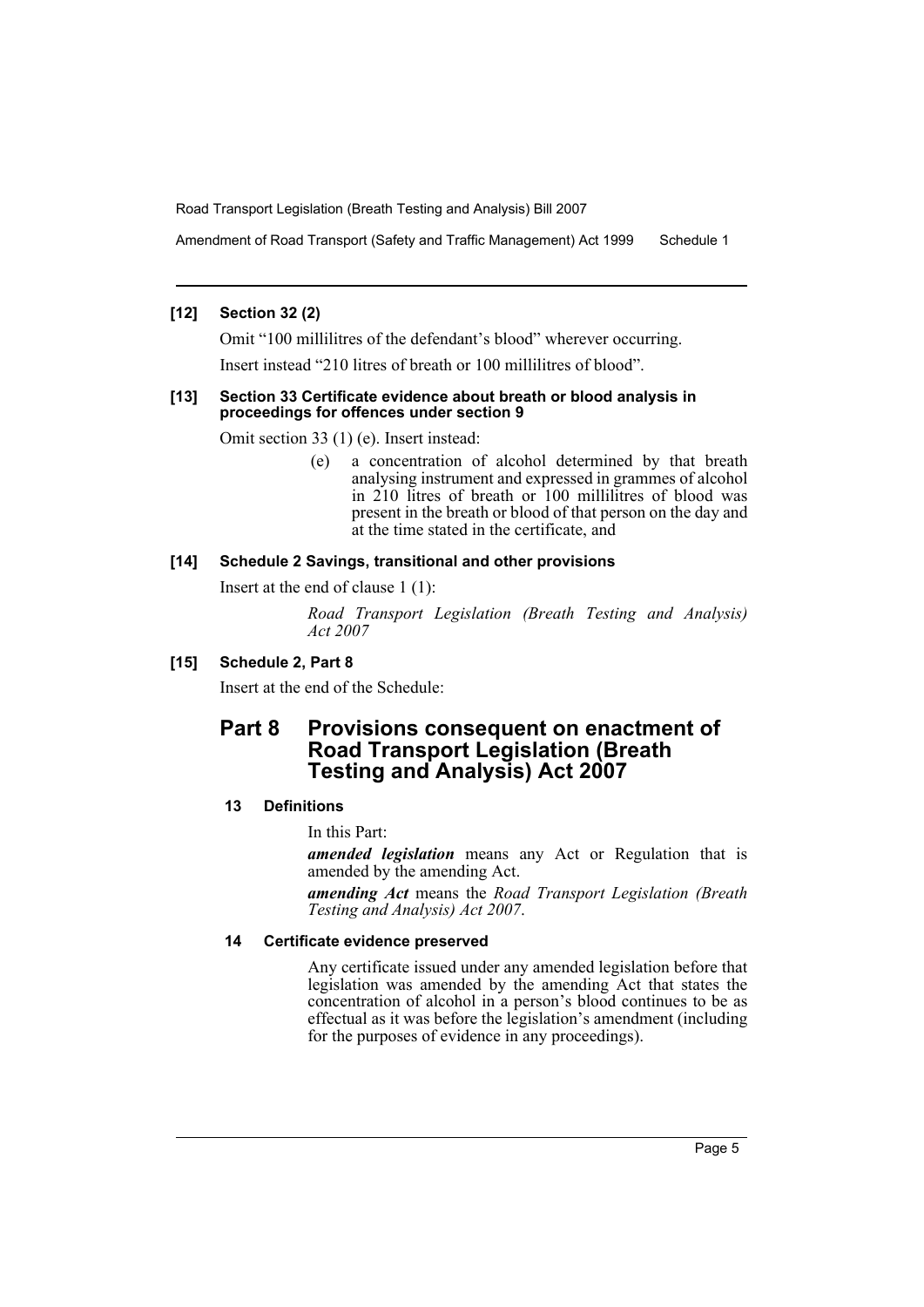**[12] Section 32 (2)**

Omit "100 millilitres of the defendant's blood" wherever occurring.

Insert instead "210 litres of breath or 100 millilitres of blood".

**[13] Section 33 Certificate evidence about breath or blood analysis in proceedings for offences under section 9**

Omit section 33 (1) (e). Insert instead:

> (e) a concentration of alcohol determined by that breath analysing instrument and expressed in grammes of alcohol in 210 litres of breath or 100 millilitres of blood was present in the breath or blood of that person on the day and at the time stated in the certificate, and

**[14] Schedule 2 Savings, transitional and other provisions**

Insert at the end of clause 1 (1):

> *Road Transport Legislation (Breath Testing and Analysis) Act 2007*

**[15] Schedule 2, Part 8**

Insert at the end of the Schedule:

## Part 8 Provisions consequent on enactment of Road Transport Legislation (Breath Testing and Analysis) Act 2007

**13 Definitions**

In this Part:

***amended legislation*** means any Act or Regulation that is amended by the amending Act.

***amending Act*** means the *Road Transport Legislation (Breath Testing and Analysis) Act 2007*.

**14 Certificate evidence preserved**

Any certificate issued under any amended legislation before that legislation was amended by the amending Act that states the concentration of alcohol in a person's blood continues to be as effectual as it was before the legislation's amendment (including for the purposes of evidence in any proceedings).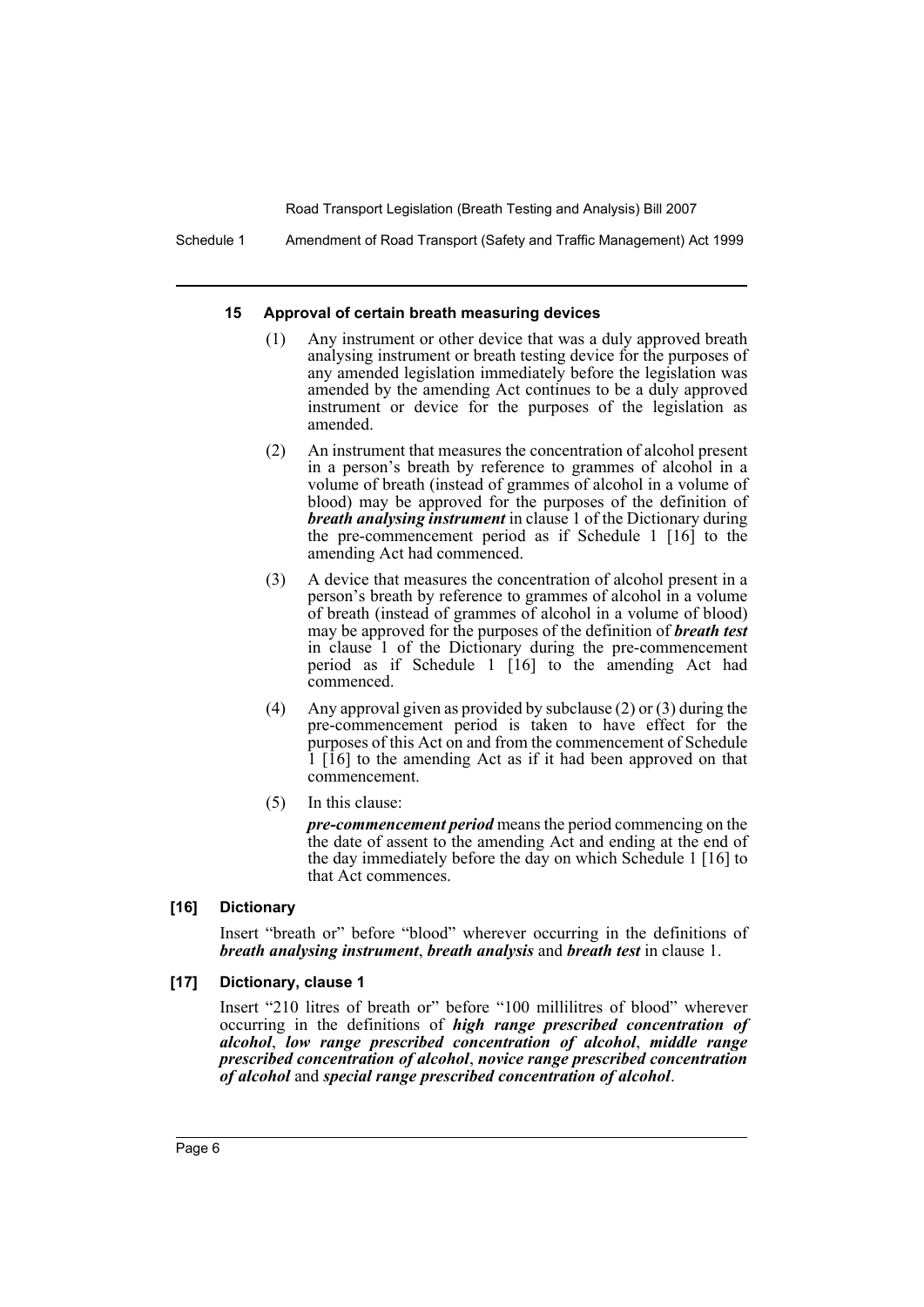#### 15 Approval of certain breath measuring devices

(1) Any instrument or other device that was a duly approved breath analysing instrument or breath testing device for the purposes of any amended legislation immediately before the legislation was amended by the amending Act continues to be a duly approved instrument or device for the purposes of the legislation as amended.

(2) An instrument that measures the concentration of alcohol present in a person's breath by reference to grammes of alcohol in a volume of breath (instead of grammes of alcohol in a volume of blood) may be approved for the purposes of the definition of ***breath analysing instrument*** in clause 1 of the Dictionary during the pre-commencement period as if Schedule 1 [16] to the amending Act had commenced.

(3) A device that measures the concentration of alcohol present in a person's breath by reference to grammes of alcohol in a volume of breath (instead of grammes of alcohol in a volume of blood) may be approved for the purposes of the definition of ***breath test*** in clause 1 of the Dictionary during the pre-commencement period as if Schedule 1 [16] to the amending Act had commenced.

(4) Any approval given as provided by subclause (2) or (3) during the pre-commencement period is taken to have effect for the purposes of this Act on and from the commencement of Schedule 1 [16] to the amending Act as if it had been approved on that commencement.

(5) In this clause:

***pre-commencement period*** means the period commencing on the the date of assent to the amending Act and ending at the end of the day immediately before the day on which Schedule 1 [16] to that Act commences.

### [16] Dictionary

Insert "breath or" before "blood" wherever occurring in the definitions of ***breath analysing instrument***, ***breath analysis*** and ***breath test*** in clause 1.

### [17] Dictionary, clause 1

Insert "210 litres of breath or" before "100 millilitres of blood" wherever occurring in the definitions of ***high range prescribed concentration of alcohol***, ***low range prescribed concentration of alcohol***, ***middle range prescribed concentration of alcohol***, ***novice range prescribed concentration of alcohol*** and ***special range prescribed concentration of alcohol***.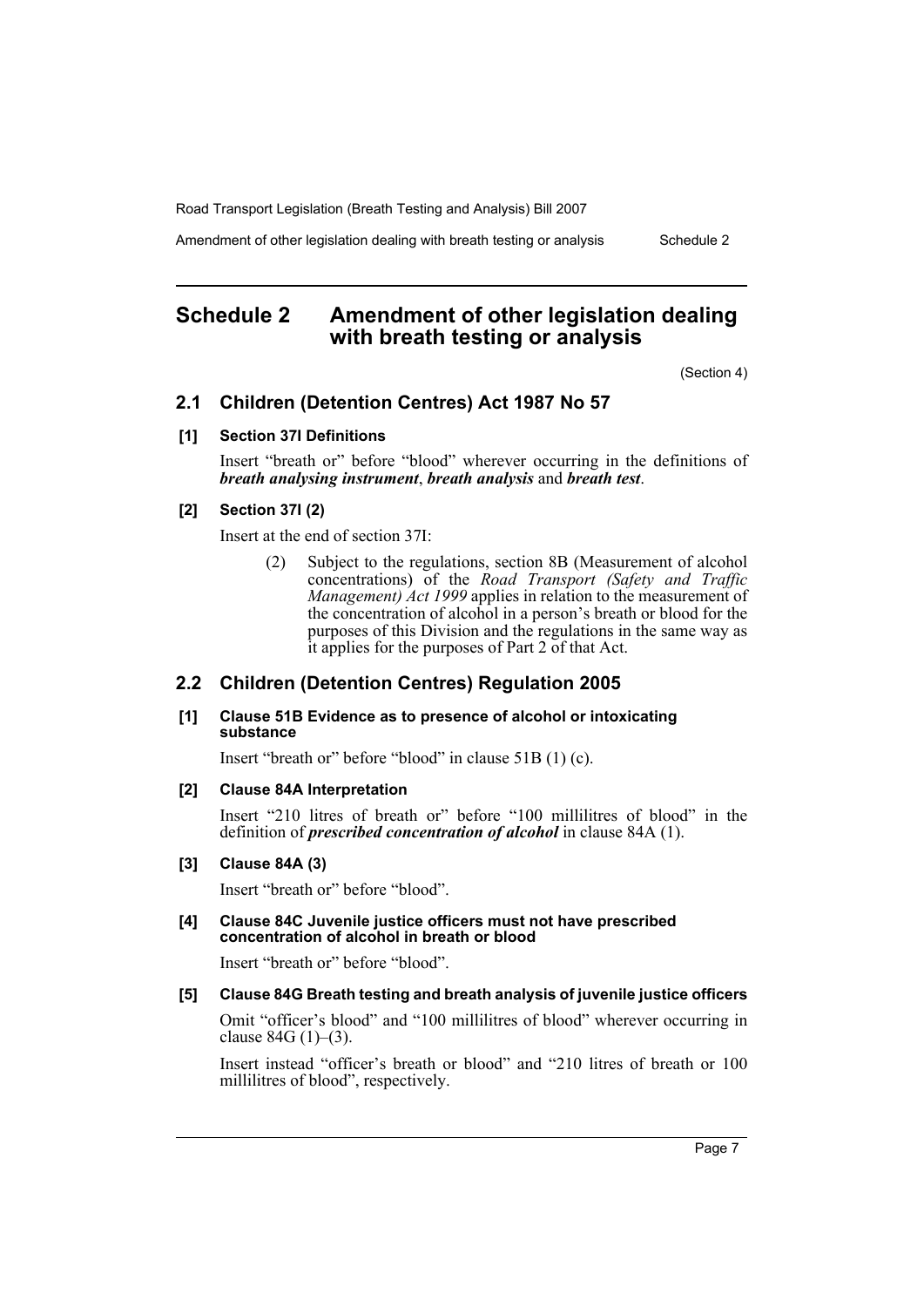# Schedule 2 Amendment of other legislation dealing with breath testing or analysis

(Section 4)

## 2.1 Children (Detention Centres) Act 1987 No 57

### [1] Section 37I Definitions

Insert "breath or" before "blood" wherever occurring in the definitions of ***breath analysing instrument***, ***breath analysis*** and ***breath test***.

### [2] Section 37I (2)

Insert at the end of section 37I:

> (2) Subject to the regulations, section 8B (Measurement of alcohol concentrations) of the *Road Transport (Safety and Traffic Management) Act 1999* applies in relation to the measurement of the concentration of alcohol in a person's breath or blood for the purposes of this Division and the regulations in the same way as it applies for the purposes of Part 2 of that Act.

## 2.2 Children (Detention Centres) Regulation 2005

### [1] Clause 51B Evidence as to presence of alcohol or intoxicating substance

Insert "breath or" before "blood" in clause 51B (1) (c).

### [2] Clause 84A Interpretation

Insert "210 litres of breath or" before "100 millilitres of blood" in the definition of ***prescribed concentration of alcohol*** in clause 84A (1).

### [3] Clause 84A (3)

Insert "breath or" before "blood".

### [4] Clause 84C Juvenile justice officers must not have prescribed concentration of alcohol in breath or blood

Insert "breath or" before "blood".

### [5] Clause 84G Breath testing and breath analysis of juvenile justice officers

Omit "officer's blood" and "100 millilitres of blood" wherever occurring in clause 84G (1)–(3).

Insert instead "officer's breath or blood" and "210 litres of breath or 100 millilitres of blood", respectively.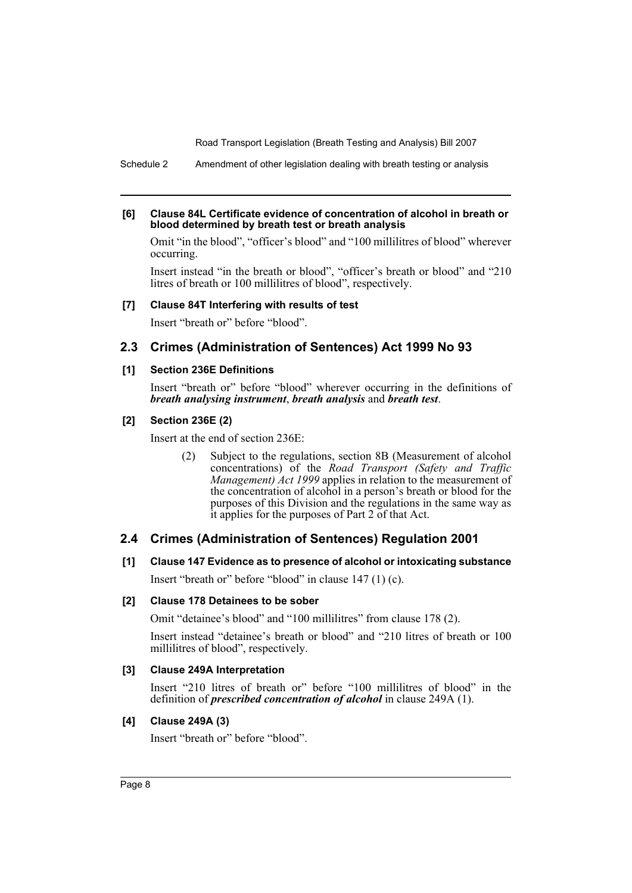#### [6] Clause 84L Certificate evidence of concentration of alcohol in breath or blood determined by breath test or breath analysis

Omit "in the blood", "officer's blood" and "100 millilitres of blood" wherever occurring.

Insert instead "in the breath or blood", "officer's breath or blood" and "210 litres of breath or 100 millilitres of blood", respectively.

#### [7] Clause 84T Interfering with results of test

Insert "breath or" before "blood".

## 2.3 Crimes (Administration of Sentences) Act 1999 No 93

#### [1] Section 236E Definitions

Insert "breath or" before "blood" wherever occurring in the definitions of ***breath analysing instrument***, ***breath analysis*** and ***breath test***.

#### [2] Section 236E (2)

Insert at the end of section 236E:

> (2) Subject to the regulations, section 8B (Measurement of alcohol concentrations) of the *Road Transport (Safety and Traffic Management) Act 1999* applies in relation to the measurement of the concentration of alcohol in a person's breath or blood for the purposes of this Division and the regulations in the same way as it applies for the purposes of Part 2 of that Act.

## 2.4 Crimes (Administration of Sentences) Regulation 2001

#### [1] Clause 147 Evidence as to presence of alcohol or intoxicating substance

Insert "breath or" before "blood" in clause 147 (1) (c).

#### [2] Clause 178 Detainees to be sober

Omit "detainee's blood" and "100 millilitres" from clause 178 (2).

Insert instead "detainee's breath or blood" and "210 litres of breath or 100 millilitres of blood", respectively.

#### [3] Clause 249A Interpretation

Insert "210 litres of breath or" before "100 millilitres of blood" in the definition of ***prescribed concentration of alcohol*** in clause 249A (1).

#### [4] Clause 249A (3)

Insert "breath or" before "blood".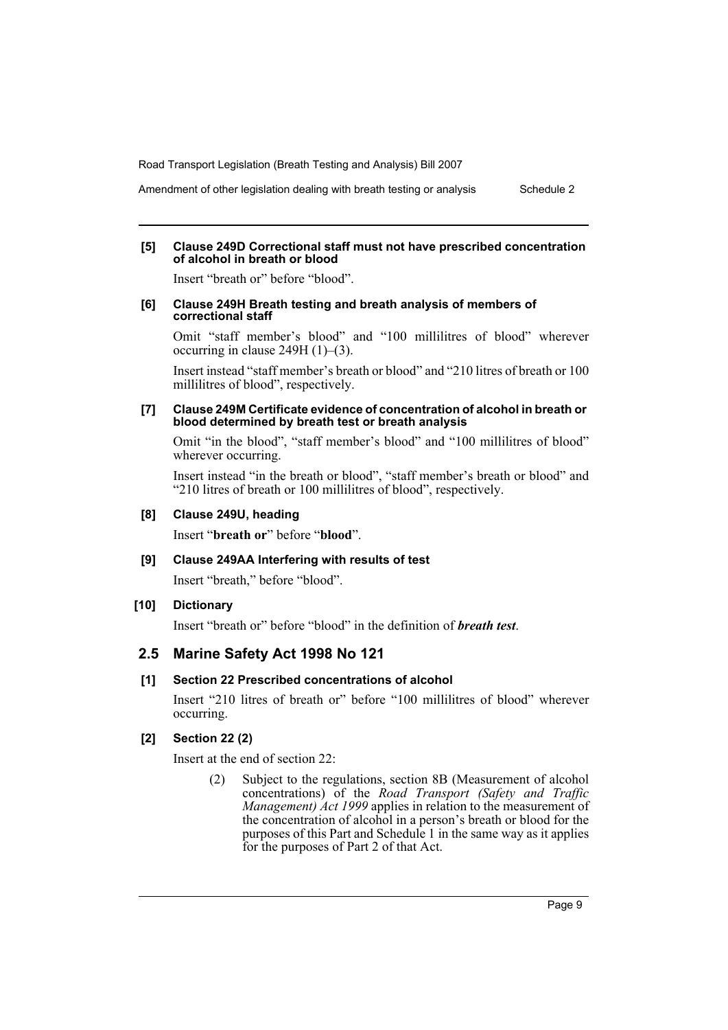**[5] Clause 249D Correctional staff must not have prescribed concentration of alcohol in breath or blood**

Insert "breath or" before "blood".

**[6] Clause 249H Breath testing and breath analysis of members of correctional staff**

Omit "staff member's blood" and "100 millilitres of blood" wherever occurring in clause 249H (1)–(3).

Insert instead "staff member's breath or blood" and "210 litres of breath or 100 millilitres of blood", respectively.

**[7] Clause 249M Certificate evidence of concentration of alcohol in breath or blood determined by breath test or breath analysis**

Omit "in the blood", "staff member's blood" and "100 millilitres of blood" wherever occurring.

Insert instead "in the breath or blood", "staff member's breath or blood" and "210 litres of breath or 100 millilitres of blood", respectively.

**[8] Clause 249U, heading**

Insert "**breath or**" before "**blood**".

**[9] Clause 249AA Interfering with results of test**

Insert "breath," before "blood".

**[10] Dictionary**

Insert "breath or" before "blood" in the definition of ***breath test***.

## 2.5 Marine Safety Act 1998 No 121

**[1] Section 22 Prescribed concentrations of alcohol**

Insert "210 litres of breath or" before "100 millilitres of blood" wherever occurring.

**[2] Section 22 (2)**

Insert at the end of section 22:

> (2) Subject to the regulations, section 8B (Measurement of alcohol concentrations) of the *Road Transport (Safety and Traffic Management) Act 1999* applies in relation to the measurement of the concentration of alcohol in a person's breath or blood for the purposes of this Part and Schedule 1 in the same way as it applies for the purposes of Part 2 of that Act.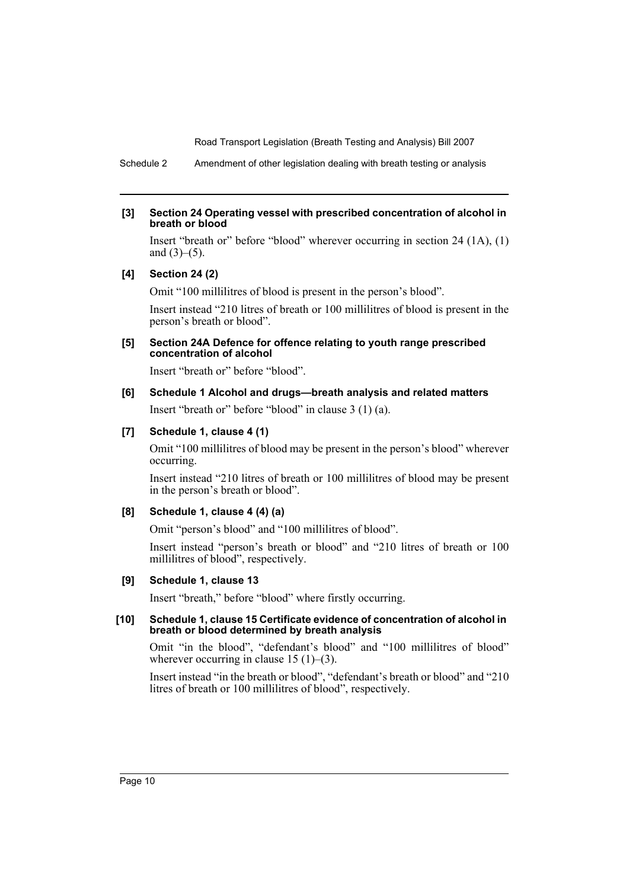**[3] Section 24 Operating vessel with prescribed concentration of alcohol in breath or blood**

Insert "breath or" before "blood" wherever occurring in section 24 (1A), (1) and (3)–(5).

**[4] Section 24 (2)**

Omit "100 millilitres of blood is present in the person's blood".

Insert instead "210 litres of breath or 100 millilitres of blood is present in the person's breath or blood".

**[5] Section 24A Defence for offence relating to youth range prescribed concentration of alcohol**

Insert "breath or" before "blood".

**[6] Schedule 1 Alcohol and drugs—breath analysis and related matters**

Insert "breath or" before "blood" in clause 3 (1) (a).

**[7] Schedule 1, clause 4 (1)**

Omit "100 millilitres of blood may be present in the person's blood" wherever occurring.

Insert instead "210 litres of breath or 100 millilitres of blood may be present in the person's breath or blood".

**[8] Schedule 1, clause 4 (4) (a)**

Omit "person's blood" and "100 millilitres of blood".

Insert instead "person's breath or blood" and "210 litres of breath or 100 millilitres of blood", respectively.

**[9] Schedule 1, clause 13**

Insert "breath," before "blood" where firstly occurring.

**[10] Schedule 1, clause 15 Certificate evidence of concentration of alcohol in breath or blood determined by breath analysis**

Omit "in the blood", "defendant's blood" and "100 millilitres of blood" wherever occurring in clause 15 (1)–(3).

Insert instead "in the breath or blood", "defendant's breath or blood" and "210 litres of breath or 100 millilitres of blood", respectively.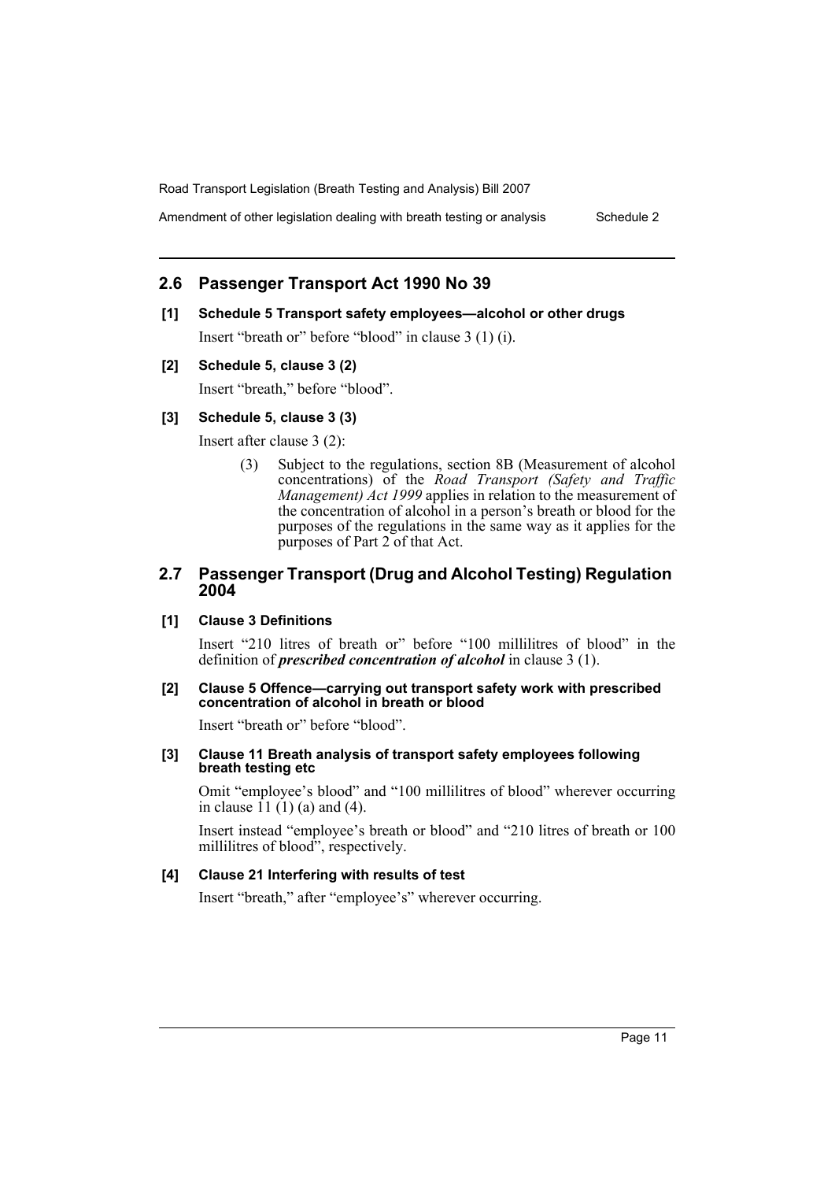## 2.6 Passenger Transport Act 1990 No 39

**[1] Schedule 5 Transport safety employees—alcohol or other drugs**

Insert "breath or" before "blood" in clause 3 (1) (i).

**[2] Schedule 5, clause 3 (2)**

Insert "breath," before "blood".

**[3] Schedule 5, clause 3 (3)**

Insert after clause 3 (2):

> (3) Subject to the regulations, section 8B (Measurement of alcohol concentrations) of the *Road Transport (Safety and Traffic Management) Act 1999* applies in relation to the measurement of the concentration of alcohol in a person's breath or blood for the purposes of the regulations in the same way as it applies for the purposes of Part 2 of that Act.

## 2.7 Passenger Transport (Drug and Alcohol Testing) Regulation 2004

**[1] Clause 3 Definitions**

Insert "210 litres of breath or" before "100 millilitres of blood" in the definition of ***prescribed concentration of alcohol*** in clause 3 (1).

**[2] Clause 5 Offence—carrying out transport safety work with prescribed concentration of alcohol in breath or blood**

Insert "breath or" before "blood".

**[3] Clause 11 Breath analysis of transport safety employees following breath testing etc**

Omit "employee's blood" and "100 millilitres of blood" wherever occurring in clause 11 (1) (a) and (4).

Insert instead "employee's breath or blood" and "210 litres of breath or 100 millilitres of blood", respectively.

**[4] Clause 21 Interfering with results of test**

Insert "breath," after "employee's" wherever occurring.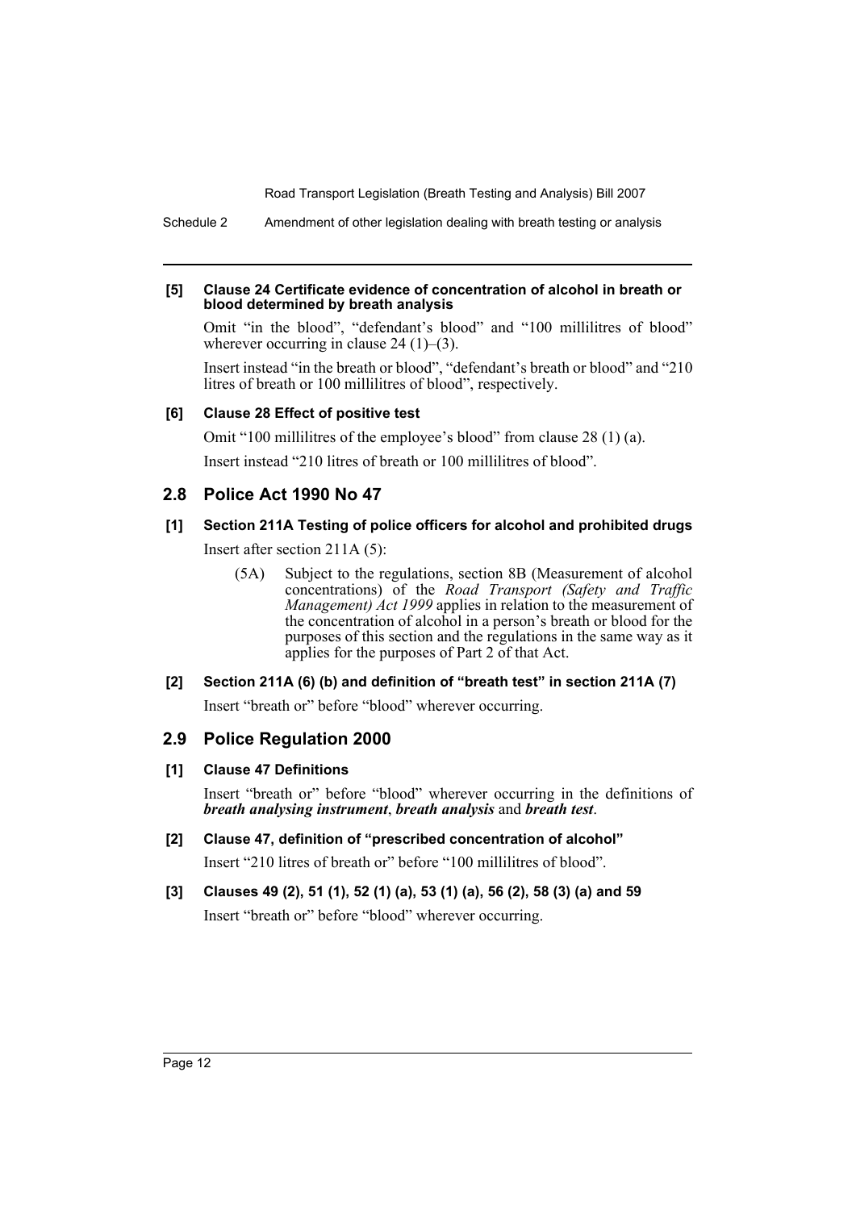#### [5] Clause 24 Certificate evidence of concentration of alcohol in breath or blood determined by breath analysis

Omit "in the blood", "defendant's blood" and "100 millilitres of blood" wherever occurring in clause 24 (1)–(3).

Insert instead "in the breath or blood", "defendant's breath or blood" and "210 litres of breath or 100 millilitres of blood", respectively.

#### [6] Clause 28 Effect of positive test

Omit "100 millilitres of the employee's blood" from clause 28 (1) (a).

Insert instead "210 litres of breath or 100 millilitres of blood".

## 2.8 Police Act 1990 No 47

#### [1] Section 211A Testing of police officers for alcohol and prohibited drugs

Insert after section 211A (5):

> (5A) Subject to the regulations, section 8B (Measurement of alcohol concentrations) of the *Road Transport (Safety and Traffic Management) Act 1999* applies in relation to the measurement of the concentration of alcohol in a person's breath or blood for the purposes of this section and the regulations in the same way as it applies for the purposes of Part 2 of that Act.

#### [2] Section 211A (6) (b) and definition of "breath test" in section 211A (7)

Insert "breath or" before "blood" wherever occurring.

## 2.9 Police Regulation 2000

#### [1] Clause 47 Definitions

Insert "breath or" before "blood" wherever occurring in the definitions of ***breath analysing instrument***, ***breath analysis*** and ***breath test***.

#### [2] Clause 47, definition of "prescribed concentration of alcohol"

Insert "210 litres of breath or" before "100 millilitres of blood".

#### [3] Clauses 49 (2), 51 (1), 52 (1) (a), 53 (1) (a), 56 (2), 58 (3) (a) and 59

Insert "breath or" before "blood" wherever occurring.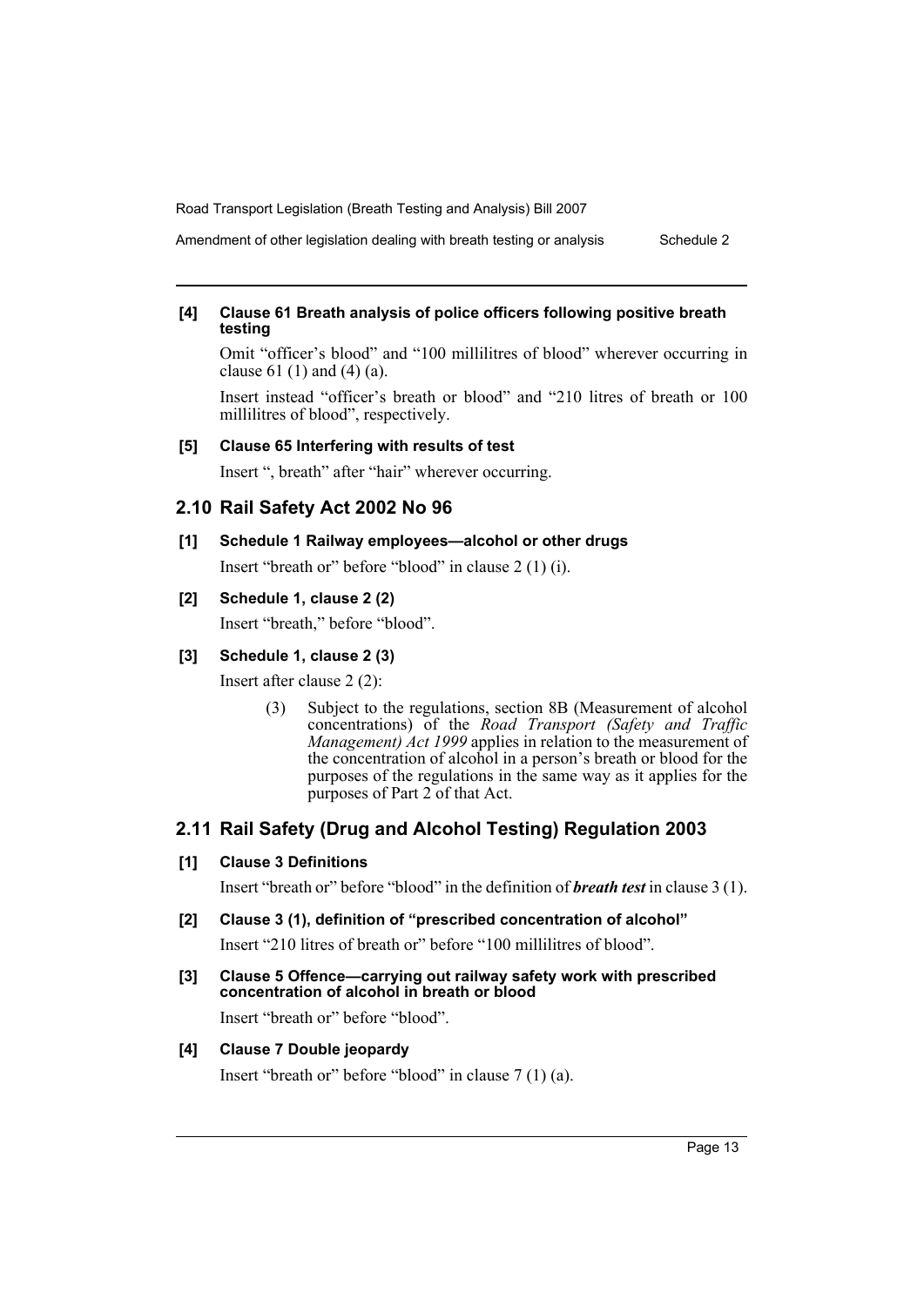**[4] Clause 61 Breath analysis of police officers following positive breath testing**

Omit "officer's blood" and "100 millilitres of blood" wherever occurring in clause 61 (1) and (4) (a).

Insert instead "officer's breath or blood" and "210 litres of breath or 100 millilitres of blood", respectively.

**[5] Clause 65 Interfering with results of test**

Insert ", breath" after "hair" wherever occurring.

## 2.10 Rail Safety Act 2002 No 96

**[1] Schedule 1 Railway employees—alcohol or other drugs**

Insert "breath or" before "blood" in clause 2 (1) (i).

**[2] Schedule 1, clause 2 (2)**

Insert "breath," before "blood".

**[3] Schedule 1, clause 2 (3)**

Insert after clause 2 (2):

> (3) Subject to the regulations, section 8B (Measurement of alcohol concentrations) of the *Road Transport (Safety and Traffic Management) Act 1999* applies in relation to the measurement of the concentration of alcohol in a person's breath or blood for the purposes of the regulations in the same way as it applies for the purposes of Part 2 of that Act.

## 2.11 Rail Safety (Drug and Alcohol Testing) Regulation 2003

**[1] Clause 3 Definitions**

Insert "breath or" before "blood" in the definition of ***breath test*** in clause 3 (1).

**[2] Clause 3 (1), definition of "prescribed concentration of alcohol"**

Insert "210 litres of breath or" before "100 millilitres of blood".

**[3] Clause 5 Offence—carrying out railway safety work with prescribed concentration of alcohol in breath or blood**

Insert "breath or" before "blood".

**[4] Clause 7 Double jeopardy**

Insert "breath or" before "blood" in clause 7 (1) (a).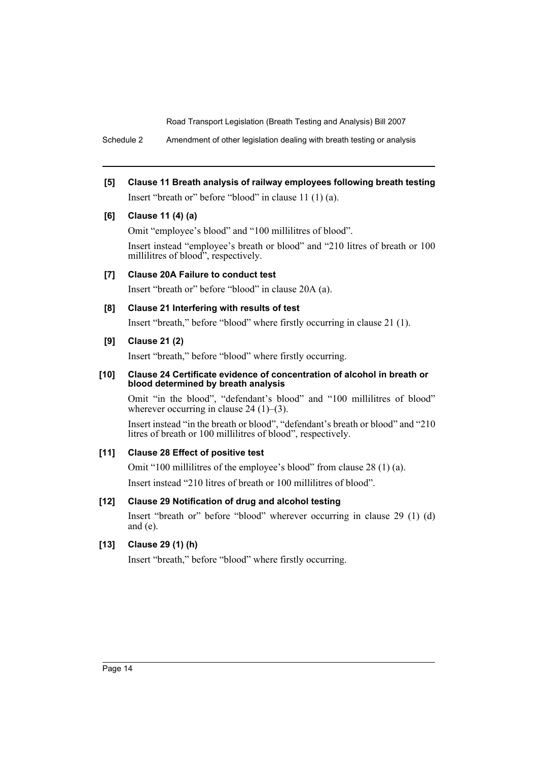**[5] Clause 11 Breath analysis of railway employees following breath testing**

Insert "breath or" before "blood" in clause 11 (1) (a).

**[6] Clause 11 (4) (a)**

Omit "employee's blood" and "100 millilitres of blood".

Insert instead "employee's breath or blood" and "210 litres of breath or 100 millilitres of blood", respectively.

**[7] Clause 20A Failure to conduct test**

Insert "breath or" before "blood" in clause 20A (a).

**[8] Clause 21 Interfering with results of test**

Insert "breath," before "blood" where firstly occurring in clause 21 (1).

**[9] Clause 21 (2)**

Insert "breath," before "blood" where firstly occurring.

**[10] Clause 24 Certificate evidence of concentration of alcohol in breath or blood determined by breath analysis**

Omit "in the blood", "defendant's blood" and "100 millilitres of blood" wherever occurring in clause 24 (1)–(3).

Insert instead "in the breath or blood", "defendant's breath or blood" and "210 litres of breath or 100 millilitres of blood", respectively.

**[11] Clause 28 Effect of positive test**

Omit "100 millilitres of the employee's blood" from clause 28 (1) (a).

Insert instead "210 litres of breath or 100 millilitres of blood".

**[12] Clause 29 Notification of drug and alcohol testing**

Insert "breath or" before "blood" wherever occurring in clause 29 (1) (d) and (e).

**[13] Clause 29 (1) (h)**

Insert "breath," before "blood" where firstly occurring.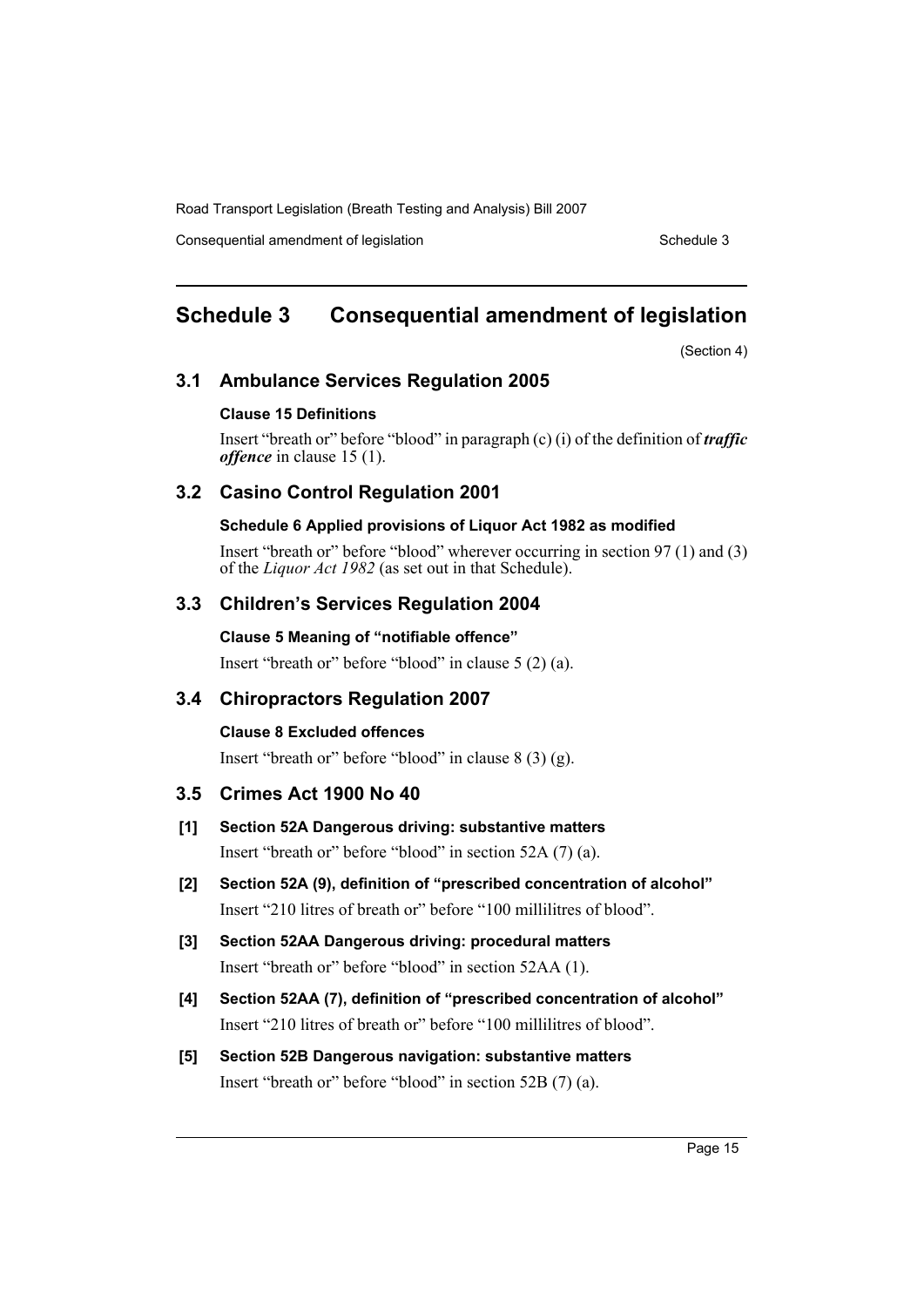# Schedule 3 Consequential amendment of legislation

(Section 4)

## 3.1 Ambulance Services Regulation 2005

### Clause 15 Definitions

Insert "breath or" before "blood" in paragraph (c) (i) of the definition of ***traffic offence*** in clause 15 (1).

## 3.2 Casino Control Regulation 2001

### Schedule 6 Applied provisions of Liquor Act 1982 as modified

Insert "breath or" before "blood" wherever occurring in section 97 (1) and (3) of the *Liquor Act 1982* (as set out in that Schedule).

## 3.3 Children's Services Regulation 2004

### Clause 5 Meaning of "notifiable offence"

Insert "breath or" before "blood" in clause 5 (2) (a).

## 3.4 Chiropractors Regulation 2007

### Clause 8 Excluded offences

Insert "breath or" before "blood" in clause 8 (3) (g).

## 3.5 Crimes Act 1900 No 40

**[1] Section 52A Dangerous driving: substantive matters**

Insert "breath or" before "blood" in section 52A (7) (a).

**[2] Section 52A (9), definition of "prescribed concentration of alcohol"**

Insert "210 litres of breath or" before "100 millilitres of blood".

**[3] Section 52AA Dangerous driving: procedural matters**

Insert "breath or" before "blood" in section 52AA (1).

**[4] Section 52AA (7), definition of "prescribed concentration of alcohol"**

Insert "210 litres of breath or" before "100 millilitres of blood".

**[5] Section 52B Dangerous navigation: substantive matters**

Insert "breath or" before "blood" in section 52B (7) (a).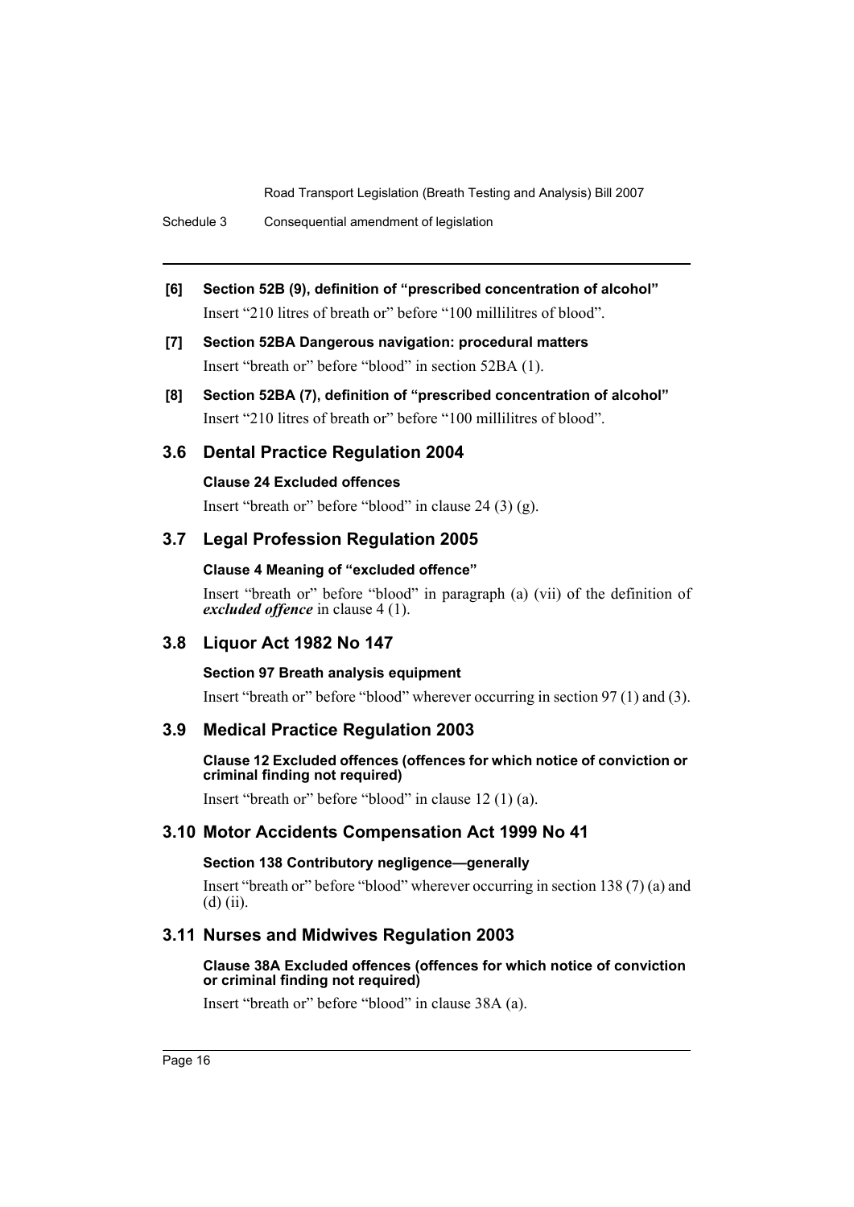**[6] Section 52B (9), definition of "prescribed concentration of alcohol"**

Insert "210 litres of breath or" before "100 millilitres of blood".

**[7] Section 52BA Dangerous navigation: procedural matters**

Insert "breath or" before "blood" in section 52BA (1).

**[8] Section 52BA (7), definition of "prescribed concentration of alcohol"**

Insert "210 litres of breath or" before "100 millilitres of blood".

## 3.6 Dental Practice Regulation 2004

**Clause 24 Excluded offences**

Insert "breath or" before "blood" in clause 24 (3) (g).

## 3.7 Legal Profession Regulation 2005

**Clause 4 Meaning of "excluded offence"**

Insert "breath or" before "blood" in paragraph (a) (vii) of the definition of ***excluded offence*** in clause 4 (1).

## 3.8 Liquor Act 1982 No 147

**Section 97 Breath analysis equipment**

Insert "breath or" before "blood" wherever occurring in section 97 (1) and (3).

## 3.9 Medical Practice Regulation 2003

**Clause 12 Excluded offences (offences for which notice of conviction or criminal finding not required)**

Insert "breath or" before "blood" in clause 12 (1) (a).

## 3.10 Motor Accidents Compensation Act 1999 No 41

**Section 138 Contributory negligence—generally**

Insert "breath or" before "blood" wherever occurring in section 138 (7) (a) and (d) (ii).

## 3.11 Nurses and Midwives Regulation 2003

**Clause 38A Excluded offences (offences for which notice of conviction or criminal finding not required)**

Insert "breath or" before "blood" in clause 38A (a).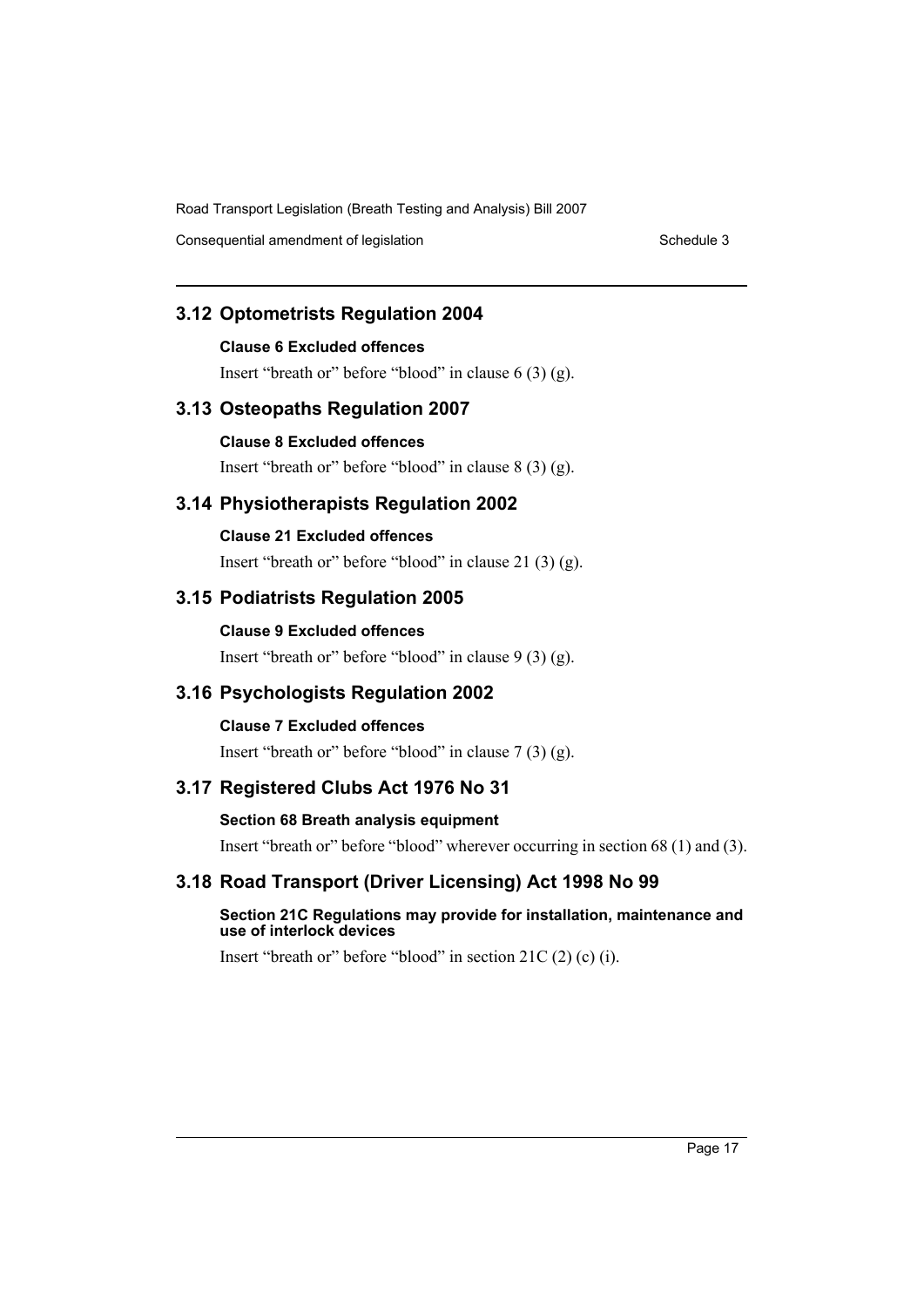## 3.12 Optometrists Regulation 2004

### Clause 6 Excluded offences

Insert "breath or" before "blood" in clause 6 (3) (g).

## 3.13 Osteopaths Regulation 2007

### Clause 8 Excluded offences

Insert "breath or" before "blood" in clause 8 (3) (g).

## 3.14 Physiotherapists Regulation 2002

### Clause 21 Excluded offences

Insert "breath or" before "blood" in clause 21 (3) (g).

## 3.15 Podiatrists Regulation 2005

### Clause 9 Excluded offences

Insert "breath or" before "blood" in clause 9 (3) (g).

## 3.16 Psychologists Regulation 2002

### Clause 7 Excluded offences

Insert "breath or" before "blood" in clause 7 (3) (g).

## 3.17 Registered Clubs Act 1976 No 31

### Section 68 Breath analysis equipment

Insert "breath or" before "blood" wherever occurring in section 68 (1) and (3).

## 3.18 Road Transport (Driver Licensing) Act 1998 No 99

### Section 21C Regulations may provide for installation, maintenance and use of interlock devices

Insert "breath or" before "blood" in section 21C (2) (c) (i).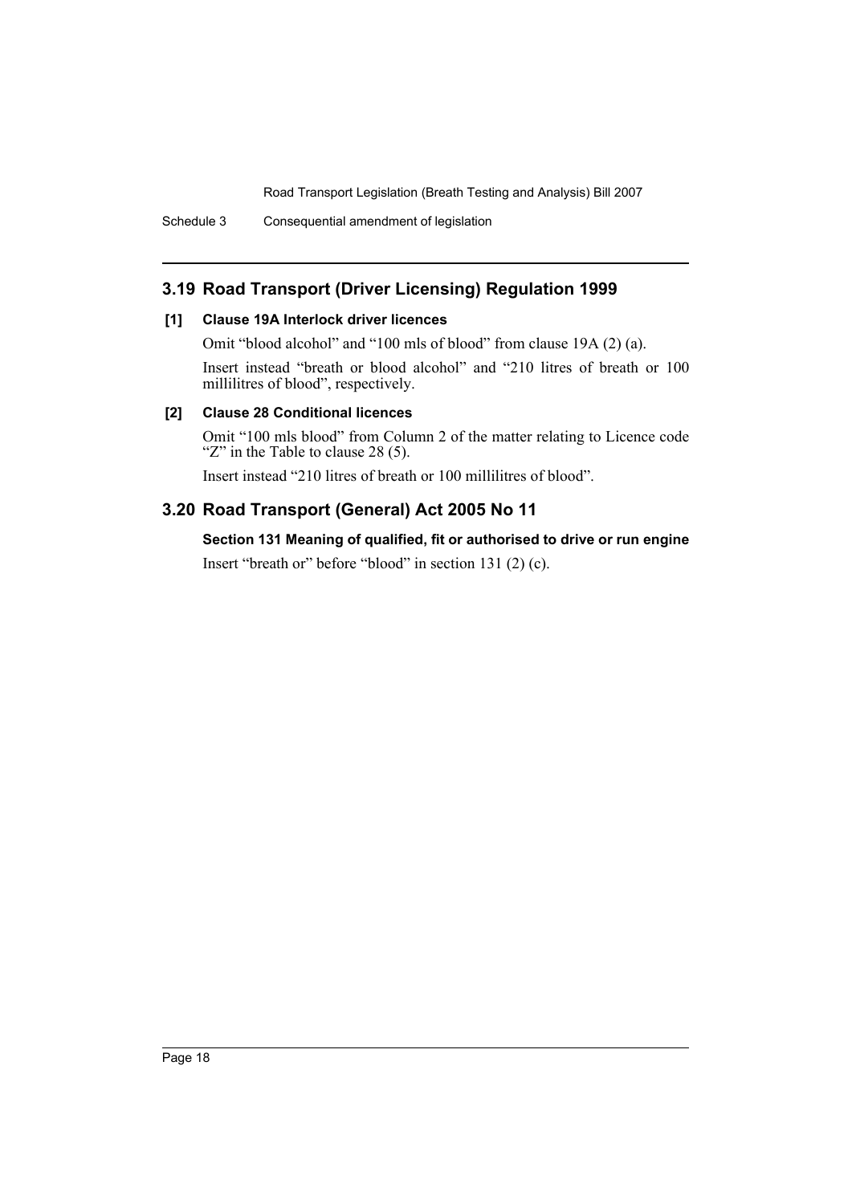## 3.19 Road Transport (Driver Licensing) Regulation 1999

### [1] Clause 19A Interlock driver licences

Omit "blood alcohol" and "100 mls of blood" from clause 19A (2) (a).

Insert instead "breath or blood alcohol" and "210 litres of breath or 100 millilitres of blood", respectively.

### [2] Clause 28 Conditional licences

Omit "100 mls blood" from Column 2 of the matter relating to Licence code "Z" in the Table to clause 28 (5).

Insert instead "210 litres of breath or 100 millilitres of blood".

## 3.20 Road Transport (General) Act 2005 No 11

### Section 131 Meaning of qualified, fit or authorised to drive or run engine

Insert "breath or" before "blood" in section 131 (2) (c).